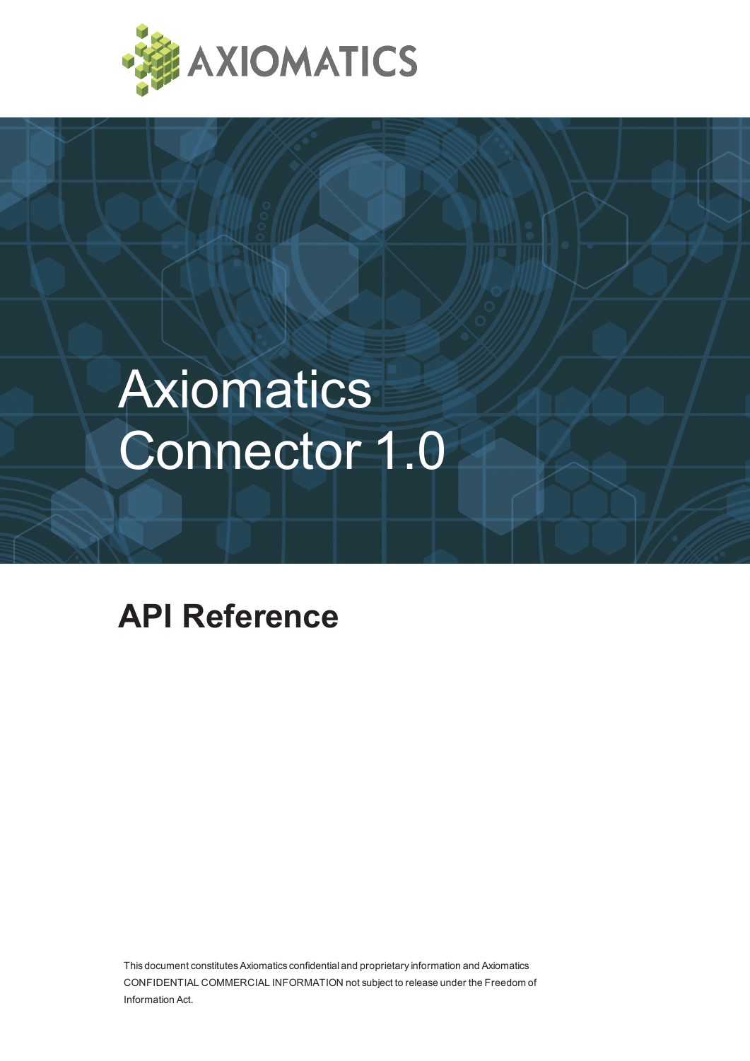AXIOMATICS

# Axiomatics Connector 1.0

## API Reference

This document constitutes Axiomatics confidential and proprietary information and Axiomatics CONFIDENTIAL COMMERCIAL INFORMATION not subject to release under the Freedom of Information Act.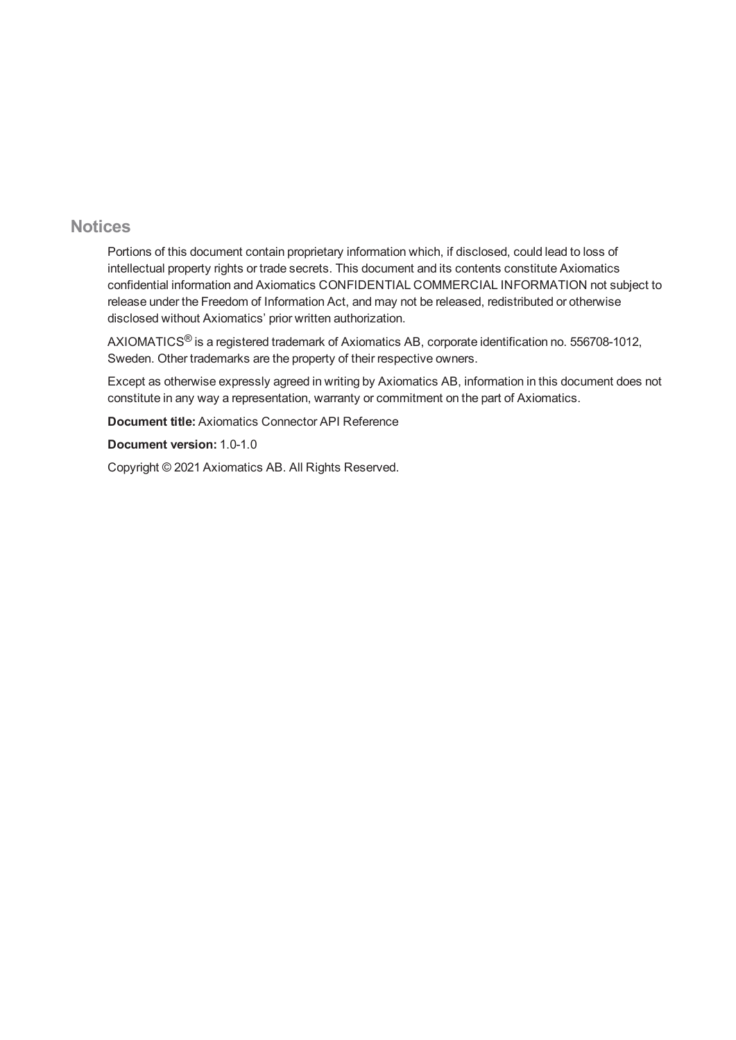## Notices

Portions of this document contain proprietary information which, if disclosed, could lead to loss of intellectual property rights or trade secrets. This document and its contents constitute Axiomatics confidential information and Axiomatics CONFIDENTIAL COMMERCIAL INFORMATION not subject to release under the Freedom of Information Act, and may not be released, redistributed or otherwise disclosed without Axiomatics' prior written authorization.

AXIOMATICS® is a registered trademark of Axiomatics AB, corporate identification no. 556708-1012, Sweden. Other trademarks are the property of their respective owners.

Except as otherwise expressly agreed in writing by Axiomatics AB, information in this document does not constitute in any way a representation, warranty or commitment on the part of Axiomatics.

**Document title:** Axiomatics Connector API Reference

**Document version:** 1.0-1.0

Copyright © 2021 Axiomatics AB. All Rights Reserved.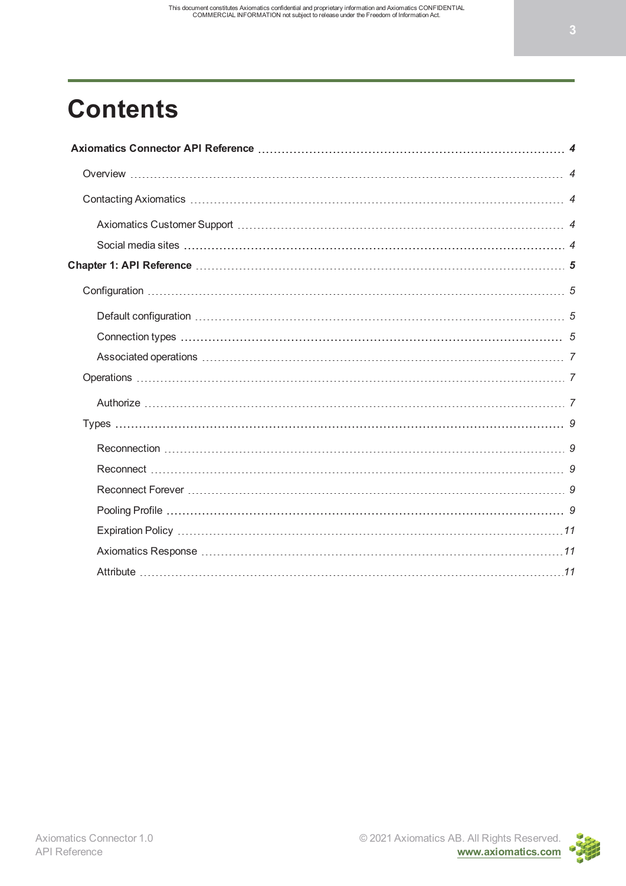# Contents

- **Axiomatics Connector API Reference** ... *4*
  - Overview ... *4*
  - Contacting Axiomatics ... *4*
    - Axiomatics Customer Support ... *4*
    - Social media sites ... *4*
- **Chapter 1: API Reference** ... *5*
  - Configuration ... *5*
    - Default configuration ... *5*
    - Connection types ... *5*
    - Associated operations ... *7*
  - Operations ... *7*
    - Authorize ... *7*
  - Types ... *9*
    - Reconnection ... *9*
    - Reconnect ... *9*
    - Reconnect Forever ... *9*
    - Pooling Profile ... *9*
    - Expiration Policy ... *11*
    - Axiomatics Response ... *11*
    - Attribute ... *11*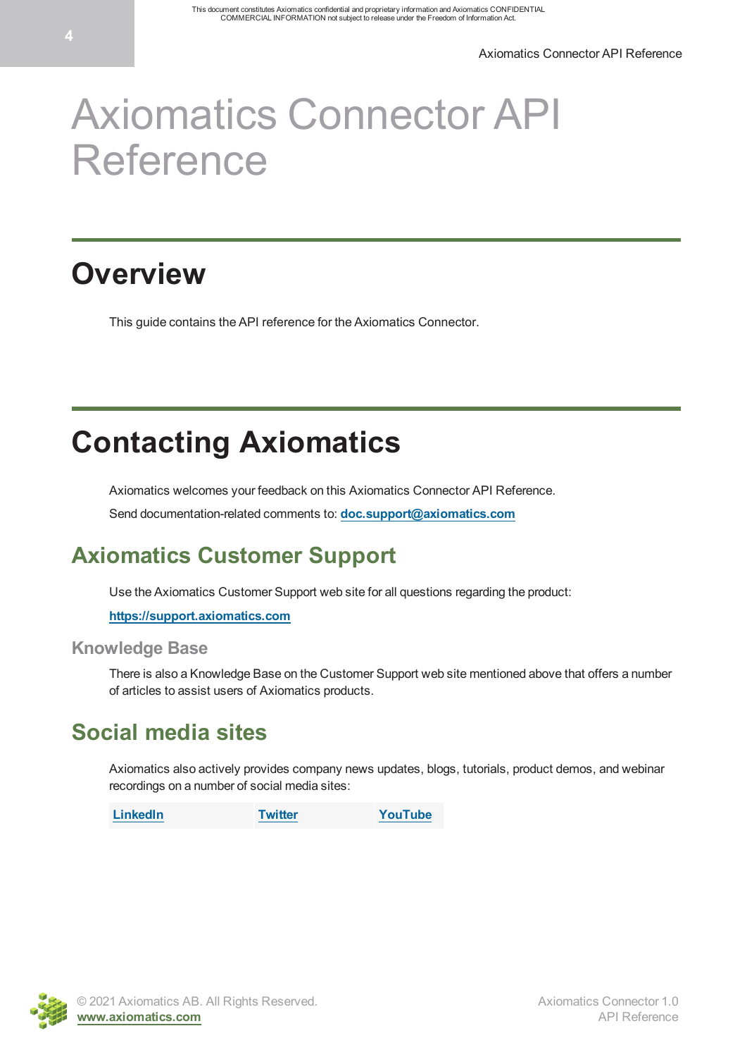# Axiomatics Connector API Reference

## Overview

This guide contains the API reference for the Axiomatics Connector.

## Contacting Axiomatics

Axiomatics welcomes your feedback on this Axiomatics Connector API Reference.

Send documentation-related comments to: **doc.support@axiomatics.com**

### Axiomatics Customer Support

Use the Axiomatics Customer Support web site for all questions regarding the product:

**https://support.axiomatics.com**

#### Knowledge Base

There is also a Knowledge Base on the Customer Support web site mentioned above that offers a number of articles to assist users of Axiomatics products.

### Social media sites

Axiomatics also actively provides company news updates, blogs, tutorials, product demos, and webinar recordings on a number of social media sites:

| LinkedIn | Twitter | YouTube |
| --- | --- | --- |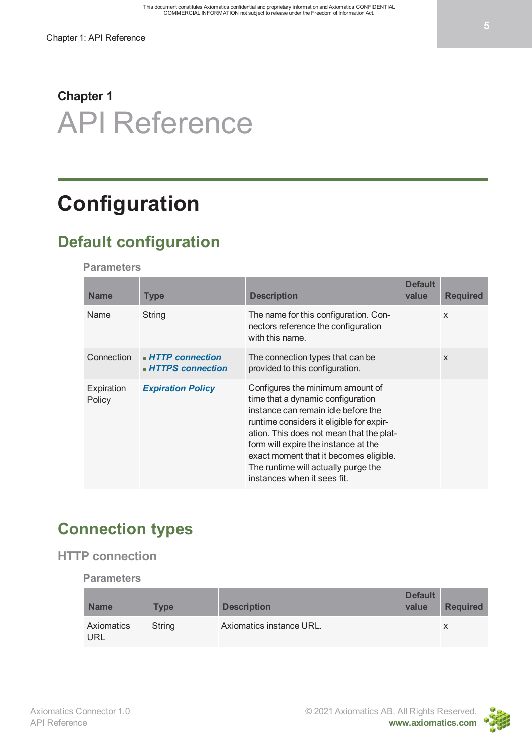Chapter 1

# API Reference

## Configuration

### Default configuration

#### Parameters

| Name | Type | Description | Default value | Required |
|---|---|---|---|---|
| Name | String | The name for this configuration. Connectors reference the configuration with this name. | | x |
| Connection | ▪ ***HTTP connection***<br>▪ ***HTTPS connection*** | The connection types that can be provided to this configuration. | | x |
| Expiration Policy | ***Expiration Policy*** | Configures the minimum amount of time that a dynamic configuration instance can remain idle before the runtime considers it eligible for expiration. This does not mean that the platform will expire the instance at the exact moment that it becomes eligible. The runtime will actually purge the instances when it sees fit. | | |

### Connection types

#### HTTP connection

##### Parameters

| Name | Type | Description | Default value | Required |
|---|---|---|---|---|
| Axiomatics URL | String | Axiomatics instance URL. | | x |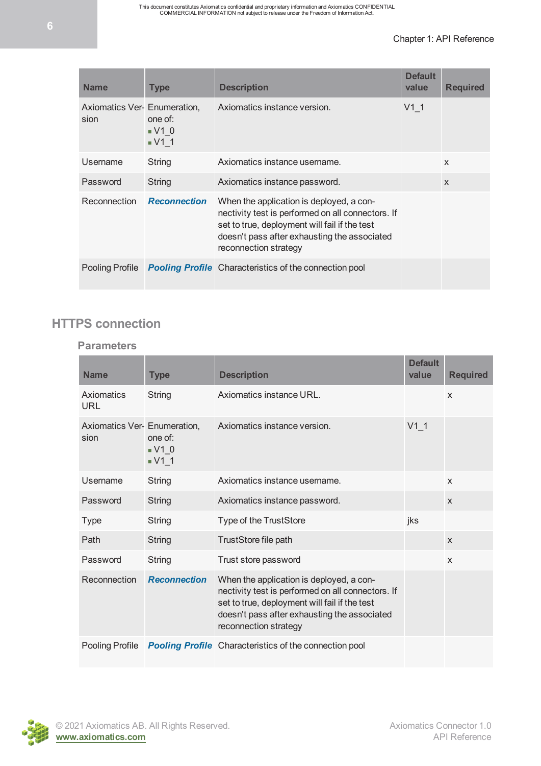| Name | Type | Description | Default value | Required |
|---|---|---|---|---|
| Axiomatics Version | Enumeration, one of: ▪ V1_0 ▪ V1_1 | Axiomatics instance version. | V1_1 | |
| Username | String | Axiomatics instance username. | | x |
| Password | String | Axiomatics instance password. | | x |
| Reconnection | ***Reconnection*** | When the application is deployed, a connectivity test is performed on all connectors. If set to true, deployment will fail if the test doesn't pass after exhausting the associated reconnection strategy | | |
| Pooling Profile | ***Pooling Profile*** | Characteristics of the connection pool | | |

## HTTPS connection

### Parameters

| Name | Type | Description | Default value | Required |
|---|---|---|---|---|
| Axiomatics URL | String | Axiomatics instance URL. | | x |
| Axiomatics Version | Enumeration, one of: ▪ V1_0 ▪ V1_1 | Axiomatics instance version. | V1_1 | |
| Username | String | Axiomatics instance username. | | x |
| Password | String | Axiomatics instance password. | | x |
| Type | String | Type of the TrustStore | jks | |
| Path | String | TrustStore file path | | x |
| Password | String | Trust store password | | x |
| Reconnection | ***Reconnection*** | When the application is deployed, a connectivity test is performed on all connectors. If set to true, deployment will fail if the test doesn't pass after exhausting the associated reconnection strategy | | |
| Pooling Profile | ***Pooling Profile*** | Characteristics of the connection pool | | |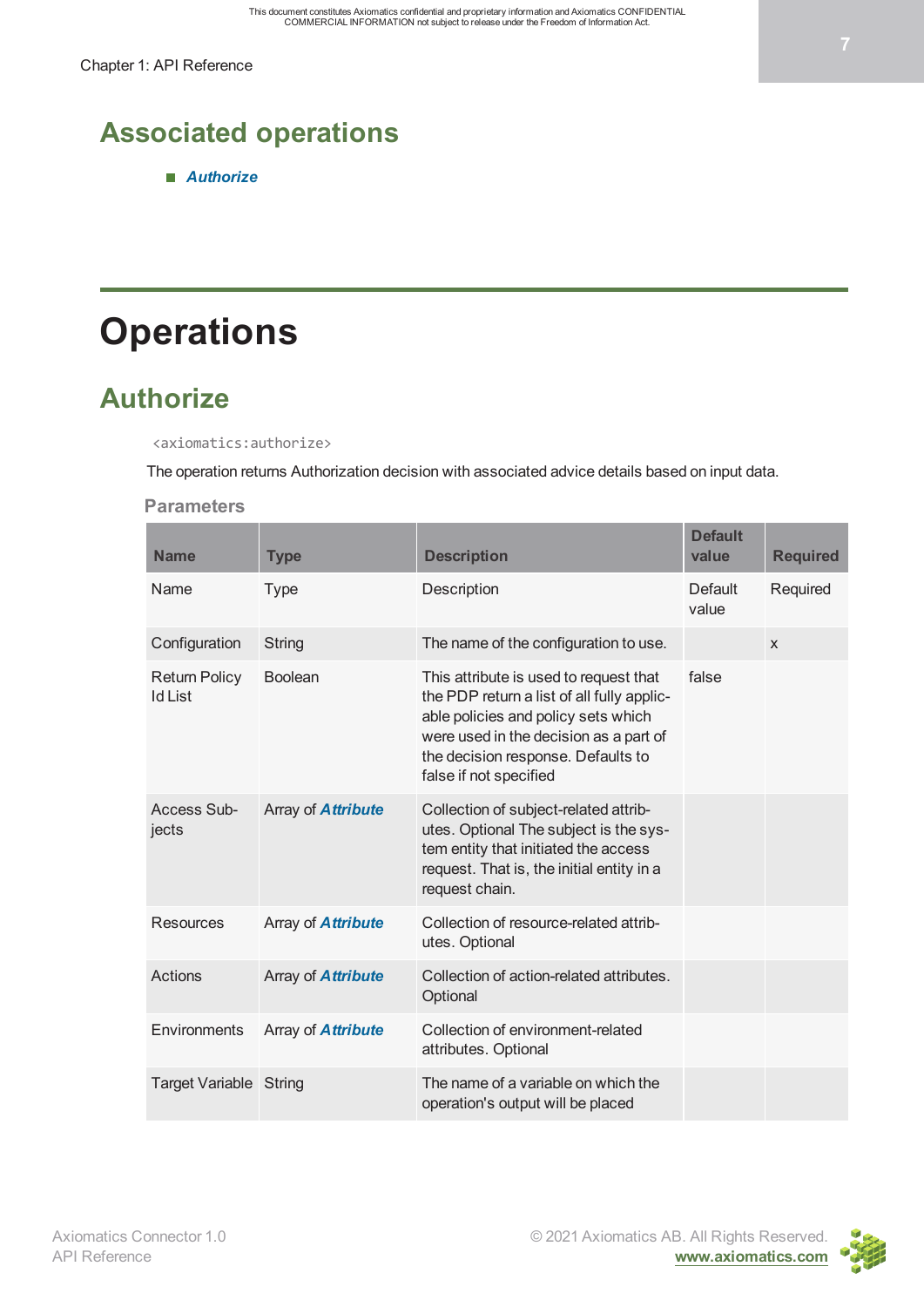## Associated operations

- *Authorize*

# Operations

## Authorize

`<axiomatics:authorize>`

The operation returns Authorization decision with associated advice details based on input data.

### Parameters

| Name | Type | Description | Default value | Required |
|---|---|---|---|---|
| Name | Type | Description | Default value | Required |
| Configuration | String | The name of the configuration to use. | | x |
| Return Policy Id List | Boolean | This attribute is used to request that the PDP return a list of all fully applicable policies and policy sets which were used in the decision as a part of the decision response. Defaults to false if not specified | false | |
| Access Subjects | Array of ***Attribute*** | Collection of subject-related attributes. Optional The subject is the system entity that initiated the access request. That is, the initial entity in a request chain. | | |
| Resources | Array of ***Attribute*** | Collection of resource-related attributes. Optional | | |
| Actions | Array of ***Attribute*** | Collection of action-related attributes. Optional | | |
| Environments | Array of ***Attribute*** | Collection of environment-related attributes. Optional | | |
| Target Variable | String | The name of a variable on which the operation's output will be placed | | |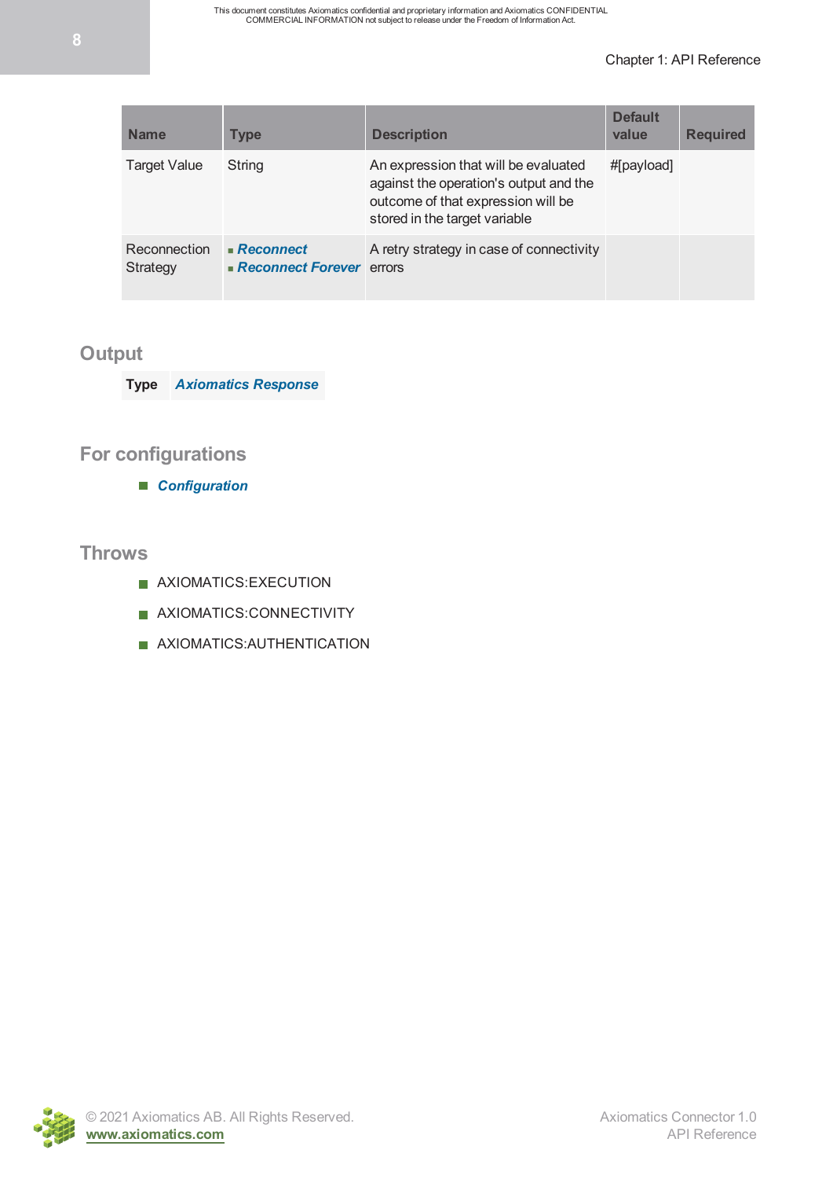| Name | Type | Description | Default value | Required |
|---|---|---|---|---|
| Target Value | String | An expression that will be evaluated against the operation's output and the outcome of that expression will be stored in the target variable | #[payload] | |
| Reconnection Strategy | - ***Reconnect***<br>- ***Reconnect Forever*** | A retry strategy in case of connectivity errors | | |

## Output

| Type | ***Axiomatics Response*** |
|---|---|

## For configurations

- ***Configuration***

## Throws

- AXIOMATICS:EXECUTION
- AXIOMATICS:CONNECTIVITY
- AXIOMATICS:AUTHENTICATION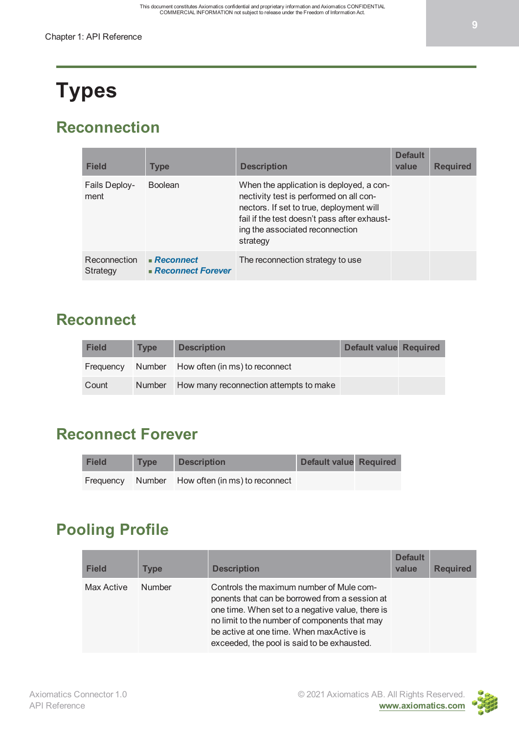# Types

## Reconnection

| Field | Type | Description | Default value | Required |
|---|---|---|---|---|
| Fails Deployment | Boolean | When the application is deployed, a connectivity test is performed on all connectors. If set to true, deployment will fail if the test doesn't pass after exhausting the associated reconnection strategy | | |
| Reconnection Strategy | - *Reconnect*<br>- *Reconnect Forever* | The reconnection strategy to use | | |

## Reconnect

| Field | Type | Description | Default value | Required |
|---|---|---|---|---|
| Frequency | Number | How often (in ms) to reconnect | | |
| Count | Number | How many reconnection attempts to make | | |

## Reconnect Forever

| Field | Type | Description | Default value | Required |
|---|---|---|---|---|
| Frequency | Number | How often (in ms) to reconnect | | |

## Pooling Profile

| Field | Type | Description | Default value | Required |
|---|---|---|---|---|
| Max Active | Number | Controls the maximum number of Mule components that can be borrowed from a session at one time. When set to a negative value, there is no limit to the number of components that may be active at one time. When maxActive is exceeded, the pool is said to be exhausted. | | |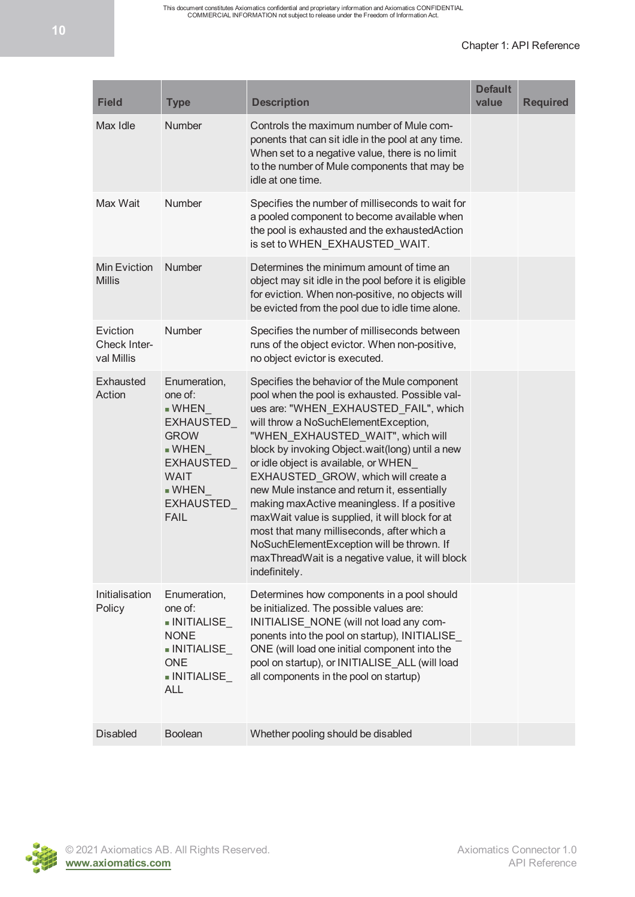| Field | Type | Description | Default value | Required |
|---|---|---|---|---|
| Max Idle | Number | Controls the maximum number of Mule components that can sit idle in the pool at any time. When set to a negative value, there is no limit to the number of Mule components that may be idle at one time. | | |
| Max Wait | Number | Specifies the number of milliseconds to wait for a pooled component to become available when the pool is exhausted and the exhaustedAction is set to WHEN_EXHAUSTED_WAIT. | | |
| Min Eviction Millis | Number | Determines the minimum amount of time an object may sit idle in the pool before it is eligible for eviction. When non-positive, no objects will be evicted from the pool due to idle time alone. | | |
| Eviction Check Interval Millis | Number | Specifies the number of milliseconds between runs of the object evictor. When non-positive, no object evictor is executed. | | |
| Exhausted Action | Enumeration, one of: <br>■ WHEN_EXHAUSTED_GROW <br>■ WHEN_EXHAUSTED_WAIT <br>■ WHEN_EXHAUSTED_FAIL | Specifies the behavior of the Mule component pool when the pool is exhausted. Possible values are: "WHEN_EXHAUSTED_FAIL", which will throw a NoSuchElementException, "WHEN_EXHAUSTED_WAIT", which will block by invoking Object.wait(long) until a new or idle object is available, or WHEN_EXHAUSTED_GROW, which will create a new Mule instance and return it, essentially making maxActive meaningless. If a positive maxWait value is supplied, it will block for at most that many milliseconds, after which a NoSuchElementException will be thrown. If maxThreadWait is a negative value, it will block indefinitely. | | |
| Initialisation Policy | Enumeration, one of: <br>■ INITIALISE_NONE <br>■ INITIALISE_ONE <br>■ INITIALISE_ALL | Determines how components in a pool should be initialized. The possible values are: INITIALISE_NONE (will not load any components into the pool on startup), INITIALISE_ONE (will load one initial component into the pool on startup), or INITIALISE_ALL (will load all components in the pool on startup) | | |
| Disabled | Boolean | Whether pooling should be disabled | | |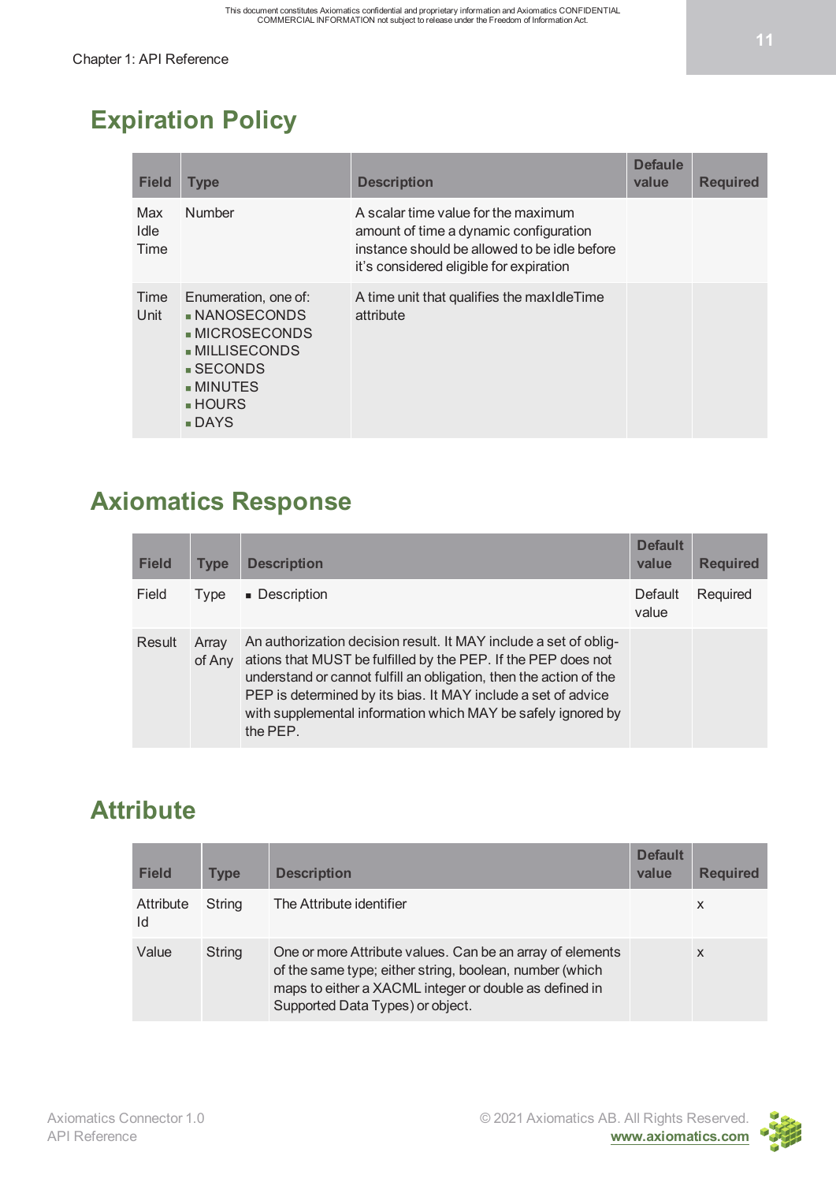## Expiration Policy

| Field | Type | Description | Defaule value | Required |
|---|---|---|---|---|
| Max Idle Time | Number | A scalar time value for the maximum amount of time a dynamic configuration instance should be allowed to be idle before it's considered eligible for expiration | | |
| Time Unit | Enumeration, one of: <br>▪ NANOSECONDS <br>▪ MICROSECONDS <br>▪ MILLISECONDS <br>▪ SECONDS <br>▪ MINUTES <br>▪ HOURS <br>▪ DAYS | A time unit that qualifies the maxIdleTime attribute | | |

## Axiomatics Response

| Field | Type | Description | Default value | Required |
|---|---|---|---|---|
| Field | Type | ▪ Description | Default value | Required |
| Result | Array of Any | An authorization decision result. It MAY include a set of obligations that MUST be fulfilled by the PEP. If the PEP does not understand or cannot fulfill an obligation, then the action of the PEP is determined by its bias. It MAY include a set of advice with supplemental information which MAY be safely ignored by the PEP. | | |

## Attribute

| Field | Type | Description | Default value | Required |
|---|---|---|---|---|
| Attribute Id | String | The Attribute identifier | | x |
| Value | String | One or more Attribute values. Can be an array of elements of the same type; either string, boolean, number (which maps to either a XACML integer or double as defined in Supported Data Types) or object. | | x |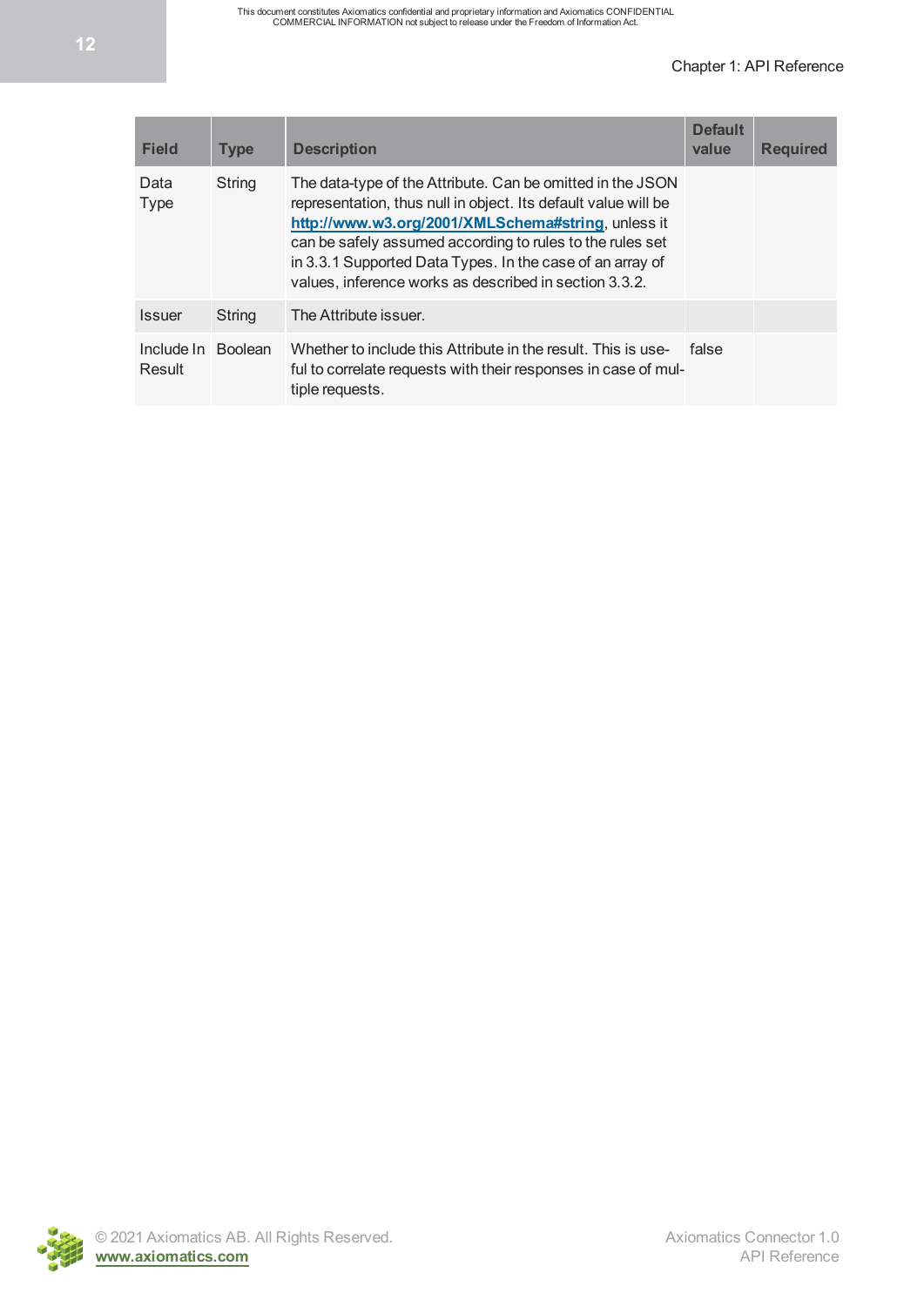| Field | Type | Description | Default value | Required |
| --- | --- | --- | --- | --- |
| Data Type | String | The data-type of the Attribute. Can be omitted in the JSON representation, thus null in object. Its default value will be **http://www.w3.org/2001/XMLSchema#string**, unless it can be safely assumed according to rules to the rules set in 3.3.1 Supported Data Types. In the case of an array of values, inference works as described in section 3.3.2. | | |
| Issuer | String | The Attribute issuer. | | |
| Include In Result | Boolean | Whether to include this Attribute in the result. This is useful to correlate requests with their responses in case of multiple requests. | false | |